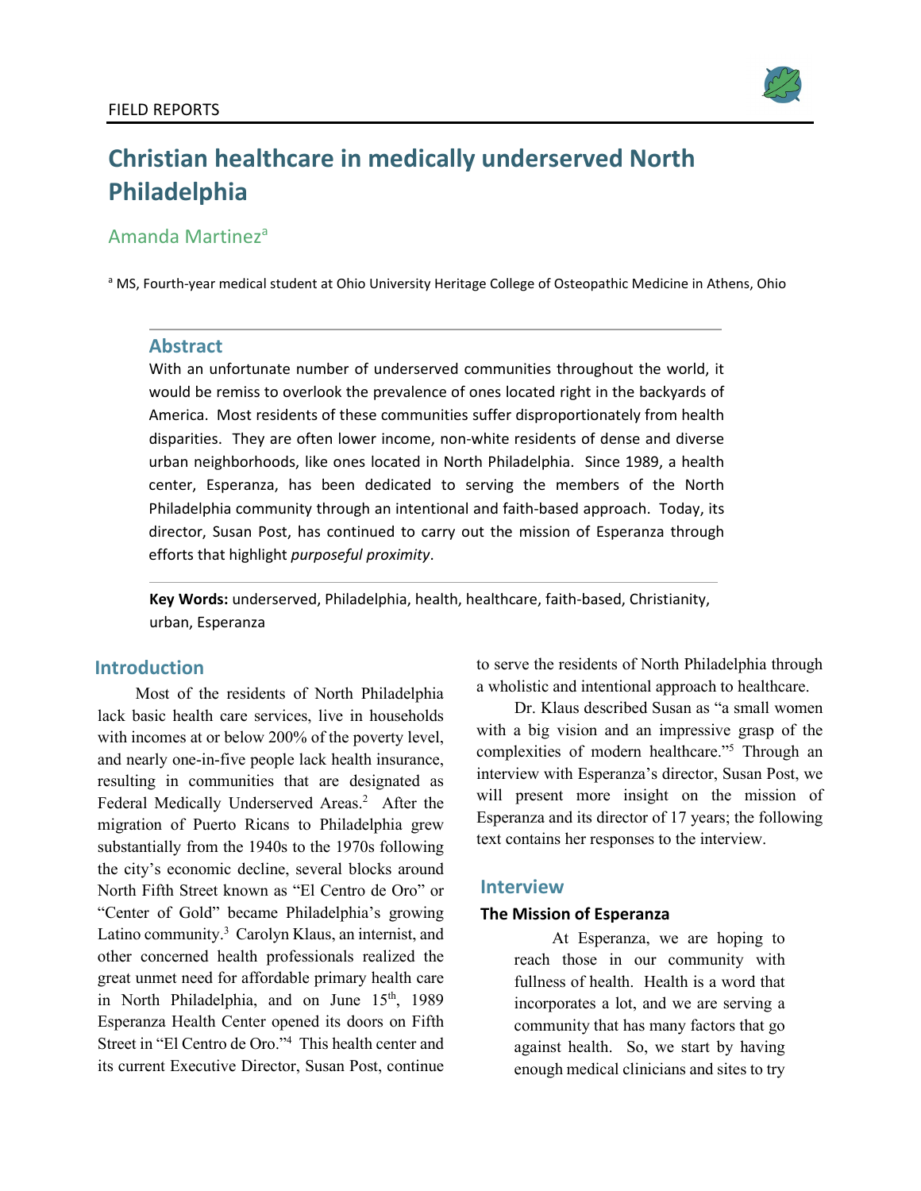FIELD REPORTS

# Christian healthcare in medically underserved North Philadelphia

Amanda Martinez[a]

[a] MS, Fourth-year medical student at Ohio University Heritage College of Osteopathic Medicine in Athens, Ohio

## Abstract

With an unfortunate number of underserved communities throughout the world, it would be remiss to overlook the prevalence of ones located right in the backyards of America. Most residents of these communities suffer disproportionately from health disparities. They are often lower income, non-white residents of dense and diverse urban neighborhoods, like ones located in North Philadelphia. Since 1989, a health center, Esperanza, has been dedicated to serving the members of the North Philadelphia community through an intentional and faith-based approach. Today, its director, Susan Post, has continued to carry out the mission of Esperanza through efforts that highlight *purposeful proximity*.

**Key Words:** underserved, Philadelphia, health, healthcare, faith-based, Christianity, urban, Esperanza

## Introduction

Most of the residents of North Philadelphia lack basic health care services, live in households with incomes at or below 200% of the poverty level, and nearly one-in-five people lack health insurance, resulting in communities that are designated as Federal Medically Underserved Areas.[2] After the migration of Puerto Ricans to Philadelphia grew substantially from the 1940s to the 1970s following the city's economic decline, several blocks around North Fifth Street known as "El Centro de Oro" or "Center of Gold" became Philadelphia's growing Latino community.[3] Carolyn Klaus, an internist, and other concerned health professionals realized the great unmet need for affordable primary health care in North Philadelphia, and on June 15th, 1989 Esperanza Health Center opened its doors on Fifth Street in "El Centro de Oro."[4] This health center and its current Executive Director, Susan Post, continue to serve the residents of North Philadelphia through a wholistic and intentional approach to healthcare.

Dr. Klaus described Susan as "a small women with a big vision and an impressive grasp of the complexities of modern healthcare."[5] Through an interview with Esperanza's director, Susan Post, we will present more insight on the mission of Esperanza and its director of 17 years; the following text contains her responses to the interview.

## Interview

### The Mission of Esperanza

> At Esperanza, we are hoping to reach those in our community with fullness of health. Health is a word that incorporates a lot, and we are serving a community that has many factors that go against health. So, we start by having enough medical clinicians and sites to try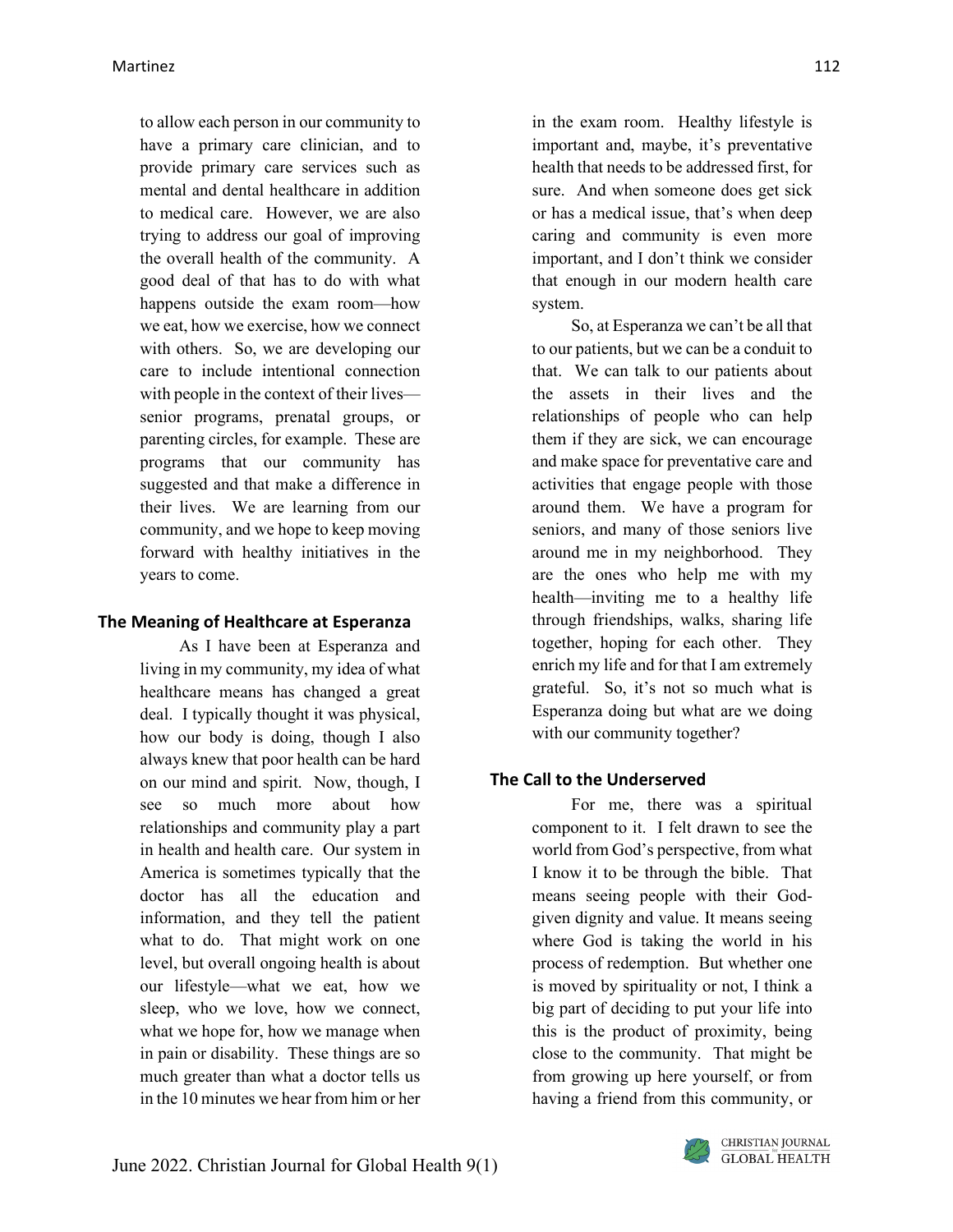to allow each person in our community to have a primary care clinician, and to provide primary care services such as mental and dental healthcare in addition to medical care. However, we are also trying to address our goal of improving the overall health of the community. A good deal of that has to do with what happens outside the exam room—how we eat, how we exercise, how we connect with others. So, we are developing our care to include intentional connection with people in the context of their lives—senior programs, prenatal groups, or parenting circles, for example. These are programs that our community has suggested and that make a difference in their lives. We are learning from our community, and we hope to keep moving forward with healthy initiatives in the years to come.

## The Meaning of Healthcare at Esperanza

As I have been at Esperanza and living in my community, my idea of what healthcare means has changed a great deal. I typically thought it was physical, how our body is doing, though I also always knew that poor health can be hard on our mind and spirit. Now, though, I see so much more about how relationships and community play a part in health and health care. Our system in America is sometimes typically that the doctor has all the education and information, and they tell the patient what to do. That might work on one level, but overall ongoing health is about our lifestyle—what we eat, how we sleep, who we love, how we connect, what we hope for, how we manage when in pain or disability. These things are so much greater than what a doctor tells us in the 10 minutes we hear from him or her in the exam room. Healthy lifestyle is important and, maybe, it's preventative health that needs to be addressed first, for sure. And when someone does get sick or has a medical issue, that's when deep caring and community is even more important, and I don't think we consider that enough in our modern health care system.

So, at Esperanza we can't be all that to our patients, but we can be a conduit to that. We can talk to our patients about the assets in their lives and the relationships of people who can help them if they are sick, we can encourage and make space for preventative care and activities that engage people with those around them. We have a program for seniors, and many of those seniors live around me in my neighborhood. They are the ones who help me with my health—inviting me to a healthy life through friendships, walks, sharing life together, hoping for each other. They enrich my life and for that I am extremely grateful. So, it's not so much what is Esperanza doing but what are we doing with our community together?

## The Call to the Underserved

For me, there was a spiritual component to it. I felt drawn to see the world from God's perspective, from what I know it to be through the bible. That means seeing people with their God-given dignity and value. It means seeing where God is taking the world in his process of redemption. But whether one is moved by spirituality or not, I think a big part of deciding to put your life into this is the product of proximity, being close to the community. That might be from growing up here yourself, or from having a friend from this community, or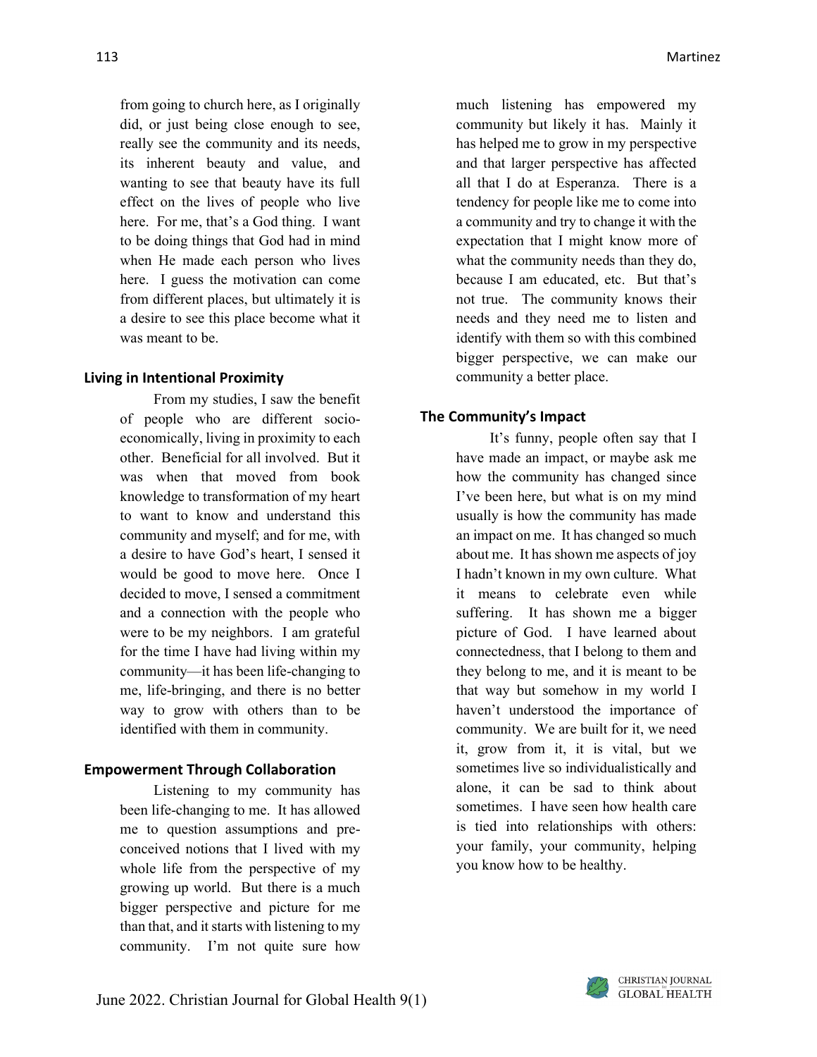from going to church here, as I originally did, or just being close enough to see, really see the community and its needs, its inherent beauty and value, and wanting to see that beauty have its full effect on the lives of people who live here. For me, that's a God thing. I want to be doing things that God had in mind when He made each person who lives here. I guess the motivation can come from different places, but ultimately it is a desire to see this place become what it was meant to be.

## Living in Intentional Proximity

From my studies, I saw the benefit of people who are different socio-economically, living in proximity to each other. Beneficial for all involved. But it was when that moved from book knowledge to transformation of my heart to want to know and understand this community and myself; and for me, with a desire to have God's heart, I sensed it would be good to move here. Once I decided to move, I sensed a commitment and a connection with the people who were to be my neighbors. I am grateful for the time I have had living within my community—it has been life-changing to me, life-bringing, and there is no better way to grow with others than to be identified with them in community.

## Empowerment Through Collaboration

Listening to my community has been life-changing to me. It has allowed me to question assumptions and pre-conceived notions that I lived with my whole life from the perspective of my growing up world. But there is a much bigger perspective and picture for me than that, and it starts with listening to my community. I'm not quite sure how much listening has empowered my community but likely it has. Mainly it has helped me to grow in my perspective and that larger perspective has affected all that I do at Esperanza. There is a tendency for people like me to come into a community and try to change it with the expectation that I might know more of what the community needs than they do, because I am educated, etc. But that's not true. The community knows their needs and they need me to listen and identify with them so with this combined bigger perspective, we can make our community a better place.

## The Community's Impact

It's funny, people often say that I have made an impact, or maybe ask me how the community has changed since I've been here, but what is on my mind usually is how the community has made an impact on me. It has changed so much about me. It has shown me aspects of joy I hadn't known in my own culture. What it means to celebrate even while suffering. It has shown me a bigger picture of God. I have learned about connectedness, that I belong to them and they belong to me, and it is meant to be that way but somehow in my world I haven't understood the importance of community. We are built for it, we need it, grow from it, it is vital, but we sometimes live so individualistically and alone, it can be sad to think about sometimes. I have seen how health care is tied into relationships with others: your family, your community, helping you know how to be healthy.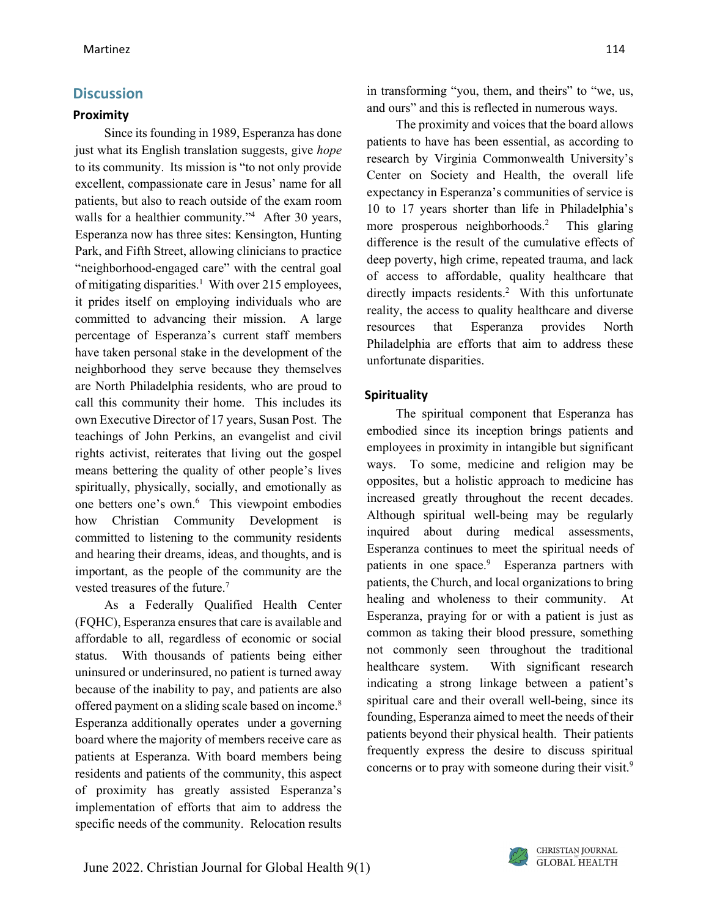## Discussion

### Proximity

Since its founding in 1989, Esperanza has done just what its English translation suggests, give *hope* to its community. Its mission is "to not only provide excellent, compassionate care in Jesus' name for all patients, but also to reach outside of the exam room walls for a healthier community."[4] After 30 years, Esperanza now has three sites: Kensington, Hunting Park, and Fifth Street, allowing clinicians to practice "neighborhood-engaged care" with the central goal of mitigating disparities.[1] With over 215 employees, it prides itself on employing individuals who are committed to advancing their mission. A large percentage of Esperanza's current staff members have taken personal stake in the development of the neighborhood they serve because they themselves are North Philadelphia residents, who are proud to call this community their home. This includes its own Executive Director of 17 years, Susan Post. The teachings of John Perkins, an evangelist and civil rights activist, reiterates that living out the gospel means bettering the quality of other people's lives spiritually, physically, socially, and emotionally as one betters one's own.[6] This viewpoint embodies how Christian Community Development is committed to listening to the community residents and hearing their dreams, ideas, and thoughts, and is important, as the people of the community are the vested treasures of the future.[7]

As a Federally Qualified Health Center (FQHC), Esperanza ensures that care is available and affordable to all, regardless of economic or social status. With thousands of patients being either uninsured or underinsured, no patient is turned away because of the inability to pay, and patients are also offered payment on a sliding scale based on income.[8] Esperanza additionally operates under a governing board where the majority of members receive care as patients at Esperanza. With board members being residents and patients of the community, this aspect of proximity has greatly assisted Esperanza's implementation of efforts that aim to address the specific needs of the community. Relocation results in transforming "you, them, and theirs" to "we, us, and ours" and this is reflected in numerous ways.

The proximity and voices that the board allows patients to have has been essential, as according to research by Virginia Commonwealth University's Center on Society and Health, the overall life expectancy in Esperanza's communities of service is 10 to 17 years shorter than life in Philadelphia's more prosperous neighborhoods.[2] This glaring difference is the result of the cumulative effects of deep poverty, high crime, repeated trauma, and lack of access to affordable, quality healthcare that directly impacts residents.[2] With this unfortunate reality, the access to quality healthcare and diverse resources that Esperanza provides North Philadelphia are efforts that aim to address these unfortunate disparities.

### Spirituality

The spiritual component that Esperanza has embodied since its inception brings patients and employees in proximity in intangible but significant ways. To some, medicine and religion may be opposites, but a holistic approach to medicine has increased greatly throughout the recent decades. Although spiritual well-being may be regularly inquired about during medical assessments, Esperanza continues to meet the spiritual needs of patients in one space.[9] Esperanza partners with patients, the Church, and local organizations to bring healing and wholeness to their community. At Esperanza, praying for or with a patient is just as common as taking their blood pressure, something not commonly seen throughout the traditional healthcare system. With significant research indicating a strong linkage between a patient's spiritual care and their overall well-being, since its founding, Esperanza aimed to meet the needs of their patients beyond their physical health. Their patients frequently express the desire to discuss spiritual concerns or to pray with someone during their visit.[9]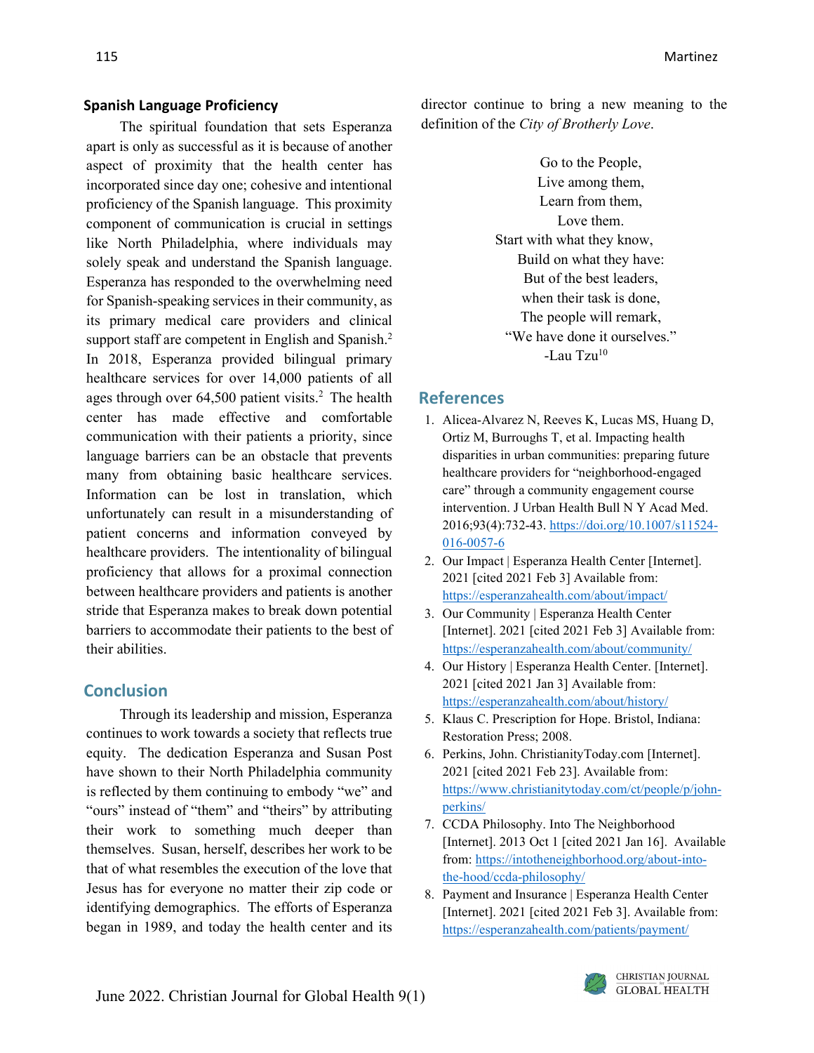### Spanish Language Proficiency

The spiritual foundation that sets Esperanza apart is only as successful as it is because of another aspect of proximity that the health center has incorporated since day one; cohesive and intentional proficiency of the Spanish language. This proximity component of communication is crucial in settings like North Philadelphia, where individuals may solely speak and understand the Spanish language. Esperanza has responded to the overwhelming need for Spanish-speaking services in their community, as its primary medical care providers and clinical support staff are competent in English and Spanish.[2] In 2018, Esperanza provided bilingual primary healthcare services for over 14,000 patients of all ages through over 64,500 patient visits.[2] The health center has made effective and comfortable communication with their patients a priority, since language barriers can be an obstacle that prevents many from obtaining basic healthcare services. Information can be lost in translation, which unfortunately can result in a misunderstanding of patient concerns and information conveyed by healthcare providers. The intentionality of bilingual proficiency that allows for a proximal connection between healthcare providers and patients is another stride that Esperanza makes to break down potential barriers to accommodate their patients to the best of their abilities.

## Conclusion

Through its leadership and mission, Esperanza continues to work towards a society that reflects true equity. The dedication Esperanza and Susan Post have shown to their North Philadelphia community is reflected by them continuing to embody "we" and "ours" instead of "them" and "theirs" by attributing their work to something much deeper than themselves. Susan, herself, describes her work to be that of what resembles the execution of the love that Jesus has for everyone no matter their zip code or identifying demographics. The efforts of Esperanza began in 1989, and today the health center and its director continue to bring a new meaning to the definition of the *City of Brotherly Love*.

Go to the People,  
Live among them,  
Learn from them,  
Love them.  
Start with what they know,  
Build on what they have:  
But of the best leaders,  
when their task is done,  
The people will remark,  
"We have done it ourselves."  
-Lau Tzu[10]

## References

1. Alicea-Alvarez N, Reeves K, Lucas MS, Huang D, Ortiz M, Burroughs T, et al. Impacting health disparities in urban communities: preparing future healthcare providers for "neighborhood-engaged care" through a community engagement course intervention. J Urban Health Bull N Y Acad Med. 2016;93(4):732-43. https://doi.org/10.1007/s11524-016-0057-6
2. Our Impact | Esperanza Health Center [Internet]. 2021 [cited 2021 Feb 3] Available from: https://esperanzahealth.com/about/impact/
3. Our Community | Esperanza Health Center [Internet]. 2021 [cited 2021 Feb 3] Available from: https://esperanzahealth.com/about/community/
4. Our History | Esperanza Health Center. [Internet]. 2021 [cited 2021 Jan 3] Available from: https://esperanzahealth.com/about/history/
5. Klaus C. Prescription for Hope. Bristol, Indiana: Restoration Press; 2008.
6. Perkins, John. ChristianityToday.com [Internet]. 2021 [cited 2021 Feb 23]. Available from: https://www.christianitytoday.com/ct/people/p/john-perkins/
7. CCDA Philosophy. Into The Neighborhood [Internet]. 2013 Oct 1 [cited 2021 Jan 16]. Available from: https://intotheneighborhood.org/about-into-the-hood/ccda-philosophy/
8. Payment and Insurance | Esperanza Health Center [Internet]. 2021 [cited 2021 Feb 3]. Available from: https://esperanzahealth.com/patients/payment/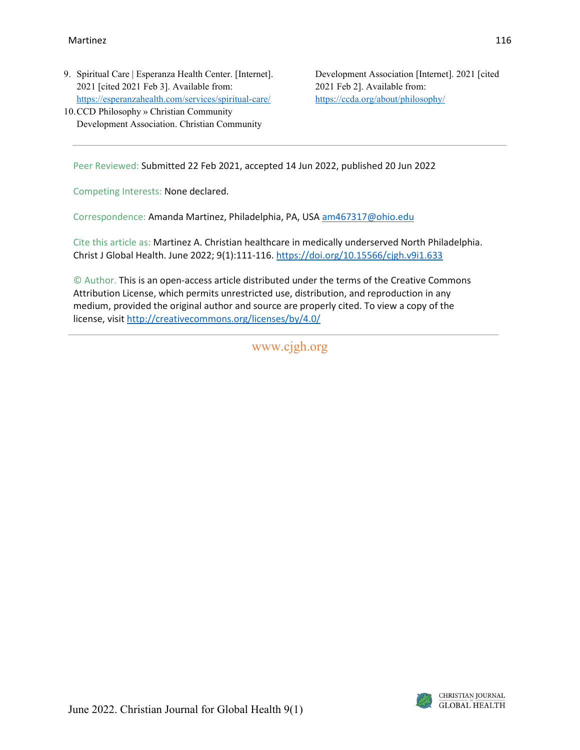9. Spiritual Care | Esperanza Health Center. [Internet]. 2021 [cited 2021 Feb 3]. Available from: https://esperanzahealth.com/services/spiritual-care/
10. CCD Philosophy » Christian Community Development Association. Christian Community Development Association [Internet]. 2021 [cited 2021 Feb 2]. Available from: https://ccda.org/about/philosophy/

---

Peer Reviewed: Submitted 22 Feb 2021, accepted 14 Jun 2022, published 20 Jun 2022

Competing Interests: None declared.

Correspondence: Amanda Martinez, Philadelphia, PA, USA am467317@ohio.edu

Cite this article as: Martinez A. Christian healthcare in medically underserved North Philadelphia. Christ J Global Health. June 2022; 9(1):111-116. https://doi.org/10.15566/cjgh.v9i1.633

© Author. This is an open-access article distributed under the terms of the Creative Commons Attribution License, which permits unrestricted use, distribution, and reproduction in any medium, provided the original author and source are properly cited. To view a copy of the license, visit http://creativecommons.org/licenses/by/4.0/

---

www.cjgh.org